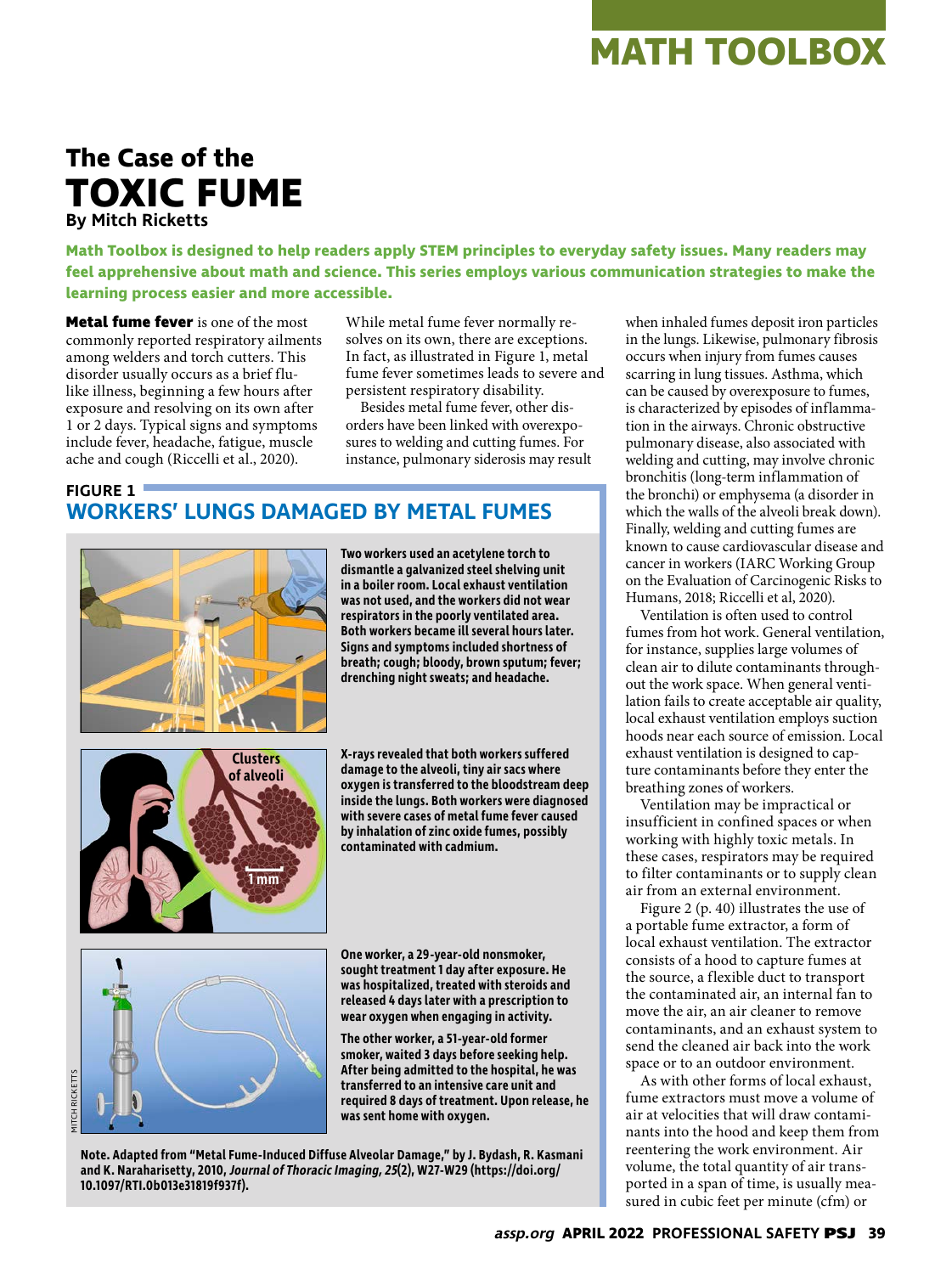# MATH TOOLBOX

## The Case of the TOXIC FUME

**By Mitch Ricketts**

**Math Toolbox is designed to help readers apply STEM principles to everyday safety issues. Many readers may feel apprehensive about math and science. This series employs various communication strategies to make the learning process easier and more accessible.**

**Metal fume fever** is one of the most commonly reported respiratory ailments among welders and torch cutters. This disorder usually occurs as a brief flu-like illness, beginning a few hours after exposure and resolving on its own after 1 or 2 days. Typical signs and symptoms include fever, headache, fatigue, muscle ache and cough (Riccelli et al., 2020).

While metal fume fever normally resolves on its own, there are exceptions. In fact, as illustrated in Figure 1, metal fume fever sometimes leads to severe and persistent respiratory disability.

Besides metal fume fever, other disorders have been linked with overexposures to welding and cutting fumes. For instance, pulmonary siderosis may result when inhaled fumes deposit iron particles in the lungs. Likewise, pulmonary fibrosis occurs when injury from fumes causes scarring in lung tissues. Asthma, which can be caused by overexposure to fumes, is characterized by episodes of inflammation in the airways. Chronic obstructive pulmonary disease, also associated with welding and cutting, may involve chronic bronchitis (long-term inflammation of the bronchi) or emphysema (a disorder in which the walls of the alveoli break down). Finally, welding and cutting fumes are known to cause cardiovascular disease and cancer in workers (IARC Working Group on the Evaluation of Carcinogenic Risks to Humans, 2018; Riccelli et al, 2020).

Ventilation is often used to control fumes from hot work. General ventilation, for instance, supplies large volumes of clean air to dilute contaminants throughout the work space. When general ventilation fails to create acceptable air quality, local exhaust ventilation employs suction hoods near each source of emission. Local exhaust ventilation is designed to capture contaminants before they enter the breathing zones of workers.

Ventilation may be impractical or insufficient in confined spaces or when working with highly toxic metals. In these cases, respirators may be required to filter contaminants or to supply clean air from an external environment.

Figure 2 (p. 40) illustrates the use of a portable fume extractor, a form of local exhaust ventilation. The extractor consists of a hood to capture fumes at the source, a flexible duct to transport the contaminated air, an internal fan to move the air, an air cleaner to remove contaminants, and an exhaust system to send the cleaned air back into the work space or to an outdoor environment.

As with other forms of local exhaust, fume extractors must move a volume of air at velocities that will draw contaminants into the hood and keep them from reentering the work environment. Air volume, the total quantity of air transported in a span of time, is usually measured in cubic feet per minute (cfm) or

### FIGURE 1
### WORKERS' LUNGS DAMAGED BY METAL FUMES

**Two workers used an acetylene torch to dismantle a galvanized steel shelving unit in a boiler room. Local exhaust ventilation was not used, and the workers did not wear respirators in the poorly ventilated area. Both workers became ill several hours later. Signs and symptoms included shortness of breath; cough; bloody, brown sputum; fever; drenching night sweats; and headache.**

Clusters of alveoli

1 mm

**X-rays revealed that both workers suffered damage to the alveoli, tiny air sacs where oxygen is transferred to the bloodstream deep inside the lungs. Both workers were diagnosed with severe cases of metal fume fever caused by inhalation of zinc oxide fumes, possibly contaminated with cadmium.**

**One worker, a 29-year-old nonsmoker, sought treatment 1 day after exposure. He was hospitalized, treated with steroids and released 4 days later with a prescription to wear oxygen when engaging in activity.**

**The other worker, a 51-year-old former smoker, waited 3 days before seeking help. After being admitted to the hospital, he was transferred to an intensive care unit and required 8 days of treatment. Upon release, he was sent home with oxygen.**

MITCH RICKETTS

**Note. Adapted from "Metal Fume-Induced Diffuse Alveolar Damage," by J. Bydash, R. Kasmani and K. Naraharisetty, 2010, *Journal of Thoracic Imaging, 25*(2), W27-W29 (https://doi.org/10.1097/RTI.0b013e31819f937f).**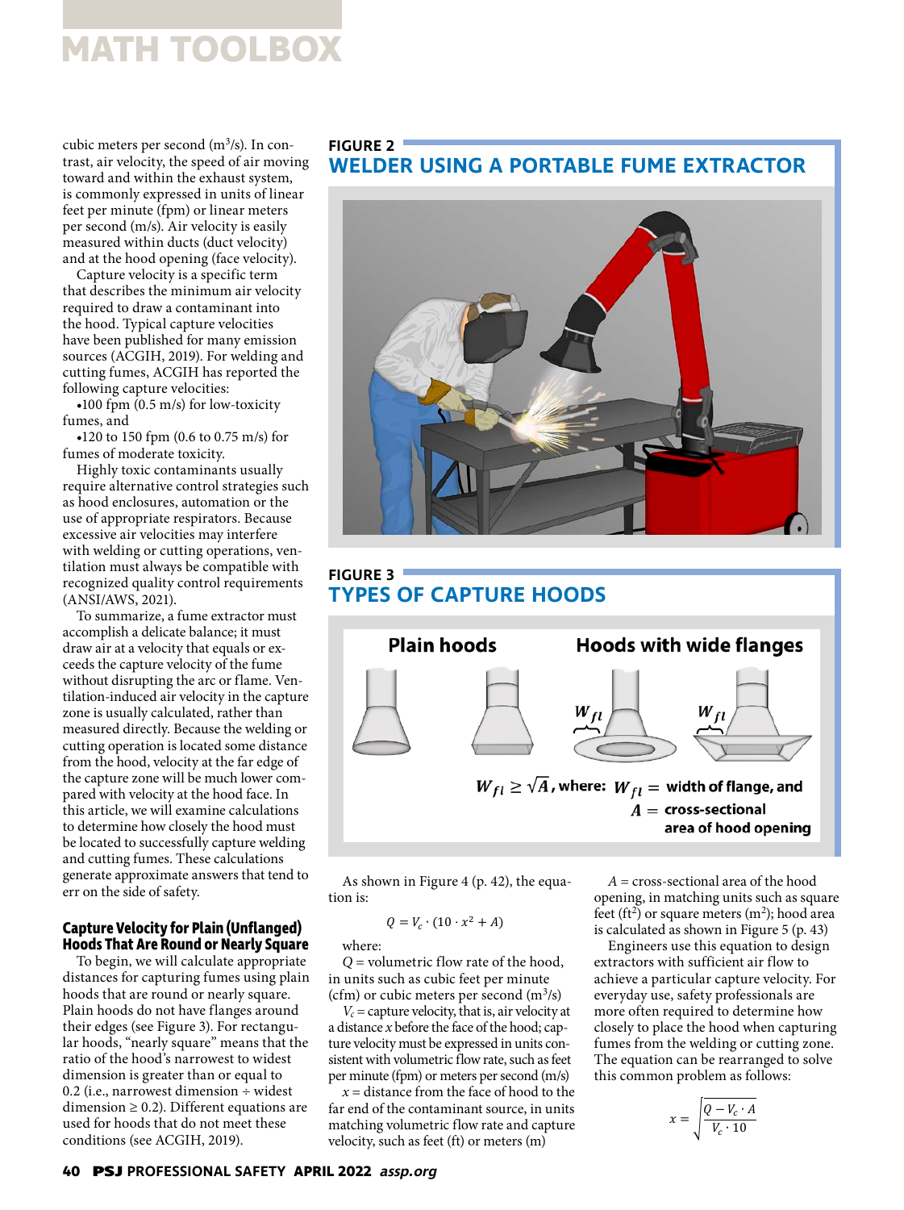cubic meters per second ($m^3/s$). In contrast, air velocity, the speed of air moving toward and within the exhaust system, is commonly expressed in units of linear feet per minute (fpm) or linear meters per second (m/s). Air velocity is easily measured within ducts (duct velocity) and at the hood opening (face velocity).

Capture velocity is a specific term that describes the minimum air velocity required to draw a contaminant into the hood. Typical capture velocities have been published for many emission sources (ACGIH, 2019). For welding and cutting fumes, ACGIH has reported the following capture velocities:

- 100 fpm (0.5 m/s) for low-toxicity fumes, and
- 120 to 150 fpm (0.6 to 0.75 m/s) for fumes of moderate toxicity.

Highly toxic contaminants usually require alternative control strategies such as hood enclosures, automation or the use of appropriate respirators. Because excessive air velocities may interfere with welding or cutting operations, ventilation must always be compatible with recognized quality control requirements (ANSI/AWS, 2021).

To summarize, a fume extractor must accomplish a delicate balance; it must draw air at a velocity that equals or exceeds the capture velocity of the fume without disrupting the arc or flame. Ventilation-induced air velocity in the capture zone is usually calculated, rather than measured directly. Because the welding or cutting operation is located some distance from the hood, velocity at the far edge of the capture zone will be much lower compared with velocity at the hood face. In this article, we will examine calculations to determine how closely the hood must be located to successfully capture welding and cutting fumes. These calculations generate approximate answers that tend to err on the side of safety.

**FIGURE 2**
**WELDER USING A PORTABLE FUME EXTRACTOR**

**FIGURE 3**
**TYPES OF CAPTURE HOODS**

Plain hoods | Hoods with wide flanges

$W_{fl} \geq \sqrt{A}$, where: $W_{fl}$ = width of flange, and $A$ = cross-sectional area of hood opening

### Capture Velocity for Plain (Unflanged) Hoods That Are Round or Nearly Square

To begin, we will calculate appropriate distances for capturing fumes using plain hoods that are round or nearly square. Plain hoods do not have flanges around their edges (see Figure 3). For rectangular hoods, "nearly square" means that the ratio of the hood's narrowest to widest dimension is greater than or equal to 0.2 (i.e., narrowest dimension ÷ widest dimension ≥ 0.2). Different equations are used for hoods that do not meet these conditions (see ACGIH, 2019).

As shown in Figure 4 (p. 42), the equation is:

$$Q = V_c \cdot (10 \cdot x^2 + A)$$

where:

$Q$ = volumetric flow rate of the hood, in units such as cubic feet per minute (cfm) or cubic meters per second ($m^3/s$)

$V_c$ = capture velocity, that is, air velocity at a distance $x$ before the face of the hood; capture velocity must be expressed in units consistent with volumetric flow rate, such as feet per minute (fpm) or meters per second (m/s)

$x$ = distance from the face of the hood to the far end of the contaminant source, in units matching volumetric flow rate and capture velocity, such as feet (ft) or meters (m)

$A$ = cross-sectional area of the hood opening, in matching units such as square feet ($ft^2$) or square meters ($m^2$); hood area is calculated as shown in Figure 5 (p. 43)

Engineers use this equation to design extractors with sufficient air flow to achieve a particular capture velocity. For everyday use, safety professionals are more often required to determine how closely to place the hood when capturing fumes from the welding or cutting zone. The equation can be rearranged to solve this common problem as follows:

$$x = \sqrt{\frac{Q - V_c \cdot A}{V_c \cdot 10}}$$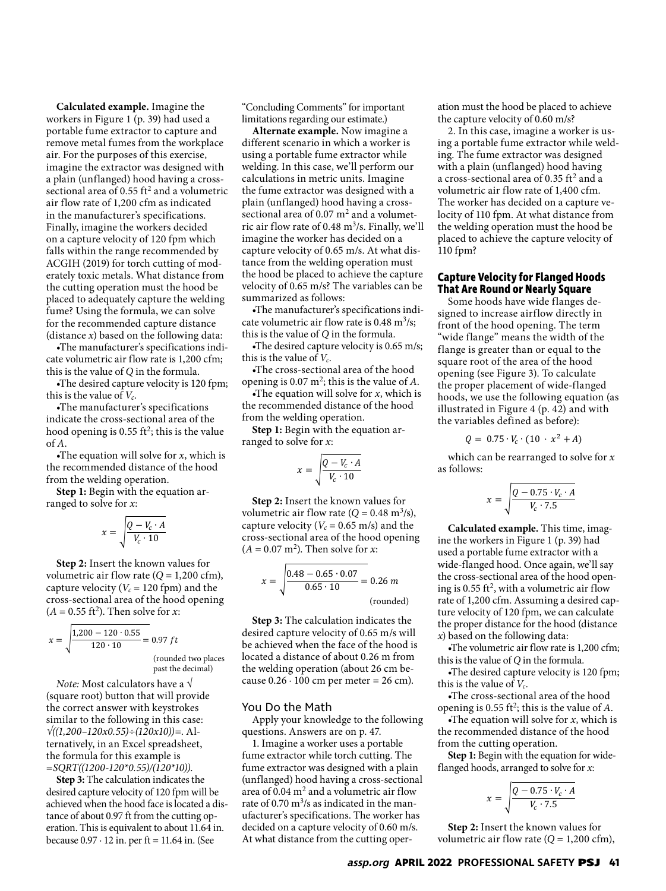**Calculated example.** Imagine the workers in Figure 1 (p. 39) had used a portable fume extractor to capture and remove metal fumes from the workplace air. For the purposes of this exercise, imagine the extractor was designed with a plain (unflanged) hood having a cross-sectional area of 0.55 $ft^2$ and a volumetric air flow rate of 1,200 cfm as indicated in the manufacturer's specifications. Finally, imagine the workers decided on a capture velocity of 120 fpm which falls within the range recommended by ACGIH (2019) for torch cutting of moderately toxic metals. What distance from the cutting operation must the hood be placed to adequately capture the welding fume? Using the formula, we can solve for the recommended capture distance (distance $x$) based on the following data:

- The manufacturer's specifications indicate volumetric air flow rate is 1,200 cfm; this is the value of $Q$ in the formula.
- The desired capture velocity is 120 fpm; this is the value of $V_c$.
- The manufacturer's specifications indicate the cross-sectional area of the hood opening is 0.55 $ft^2$; this is the value of $A$.
- The equation will solve for $x$, which is the recommended distance of the hood from the welding operation.

**Step 1:** Begin with the equation arranged to solve for $x$:

$$x = \sqrt{\frac{Q - V_c \cdot A}{V_c \cdot 10}}$$

**Step 2:** Insert the known values for volumetric air flow rate ($Q$ = 1,200 cfm), capture velocity ($V_c$ = 120 fpm) and the cross-sectional area of the hood opening ($A$ = 0.55 $ft^2$). Then solve for $x$:

$$x = \sqrt{\frac{1{,}200 - 120 \cdot 0.55}{120 \cdot 10}} = 0.97\ ft$$

(rounded two places past the decimal)

*Note:* Most calculators have a √ (square root) button that will provide the correct answer with keystrokes similar to the following in this case: *√((1,200–120x0.55)÷(120x10))=*. Alternatively, in an Excel spreadsheet, the formula for this example is *=SQRT((1200-120*0.55)/(120*10))*.

**Step 3:** The calculation indicates the desired capture velocity of 120 fpm will be achieved when the hood face is located a distance of about 0.97 ft from the cutting operation. This is equivalent to about 11.64 in. because 0.97 · 12 in. per ft = 11.64 in. (See "Concluding Comments" for important limitations regarding our estimate.)

**Alternate example.** Now imagine a different scenario in which a worker is using a portable fume extractor while welding. In this case, we'll perform our calculations in metric units. Imagine the fume extractor was designed with a plain (unflanged) hood having a cross-sectional area of 0.07 $m^2$ and a volumetric air flow rate of 0.48 $m^3$/s. Finally, we'll imagine the worker has decided on a capture velocity of 0.65 m/s. At what distance from the welding operation must the hood be placed to achieve the capture velocity of 0.65 m/s? The variables can be summarized as follows:

- The manufacturer's specifications indicate volumetric air flow rate is 0.48 $m^3$/s; this is the value of $Q$ in the formula.
- The desired capture velocity is 0.65 m/s; this is the value of $V_c$.
- The cross-sectional area of the hood opening is 0.07 $m^2$; this is the value of $A$.
- The equation will solve for $x$, which is the recommended distance of the hood from the welding operation.

**Step 1:** Begin with the equation arranged to solve for $x$:

$$x = \sqrt{\frac{Q - V_c \cdot A}{V_c \cdot 10}}$$

**Step 2:** Insert the known values for volumetric air flow rate ($Q$ = 0.48 $m^3$/s), capture velocity ($V_c$ = 0.65 m/s) and the cross-sectional area of the hood opening ($A$ = 0.07 $m^2$). Then solve for $x$:

$$x = \sqrt{\frac{0.48 - 0.65 \cdot 0.07}{0.65 \cdot 10}} = 0.26\ m$$

(rounded)

**Step 3:** The calculation indicates the desired capture velocity of 0.65 m/s will be achieved when the face of the hood is located a distance of about 0.26 m from the welding operation (about 26 cm because 0.26 · 100 cm per meter = 26 cm).

### You Do the Math

Apply your knowledge to the following questions. Answers are on p. 47.

1. Imagine a worker uses a portable fume extractor while torch cutting. The fume extractor was designed with a plain (unflanged) hood having a cross-sectional area of 0.04 $m^2$ and a volumetric air flow rate of 0.70 $m^3$/s as indicated in the manufacturer's specifications. The worker has decided on a capture velocity of 0.60 m/s. At what distance from the cutting operation must the hood be placed to achieve the capture velocity of 0.60 m/s?

2. In this case, imagine a worker is using a portable fume extractor while welding. The fume extractor was designed with a plain (unflanged) hood having a cross-sectional area of 0.35 $ft^2$ and a volumetric air flow rate of 1,400 cfm. The worker has decided on a capture velocity of 110 fpm. At what distance from the welding operation must the hood be placed to achieve the capture velocity of 110 fpm?

## Capture Velocity for Flanged Hoods That Are Round or Nearly Square

Some hoods have wide flanges designed to increase airflow directly in front of the hood opening. The term "wide flange" means the width of the flange is greater than or equal to the square root of the area of the hood opening (see Figure 3). To calculate the proper placement of wide-flanged hoods, we use the following equation (as illustrated in Figure 4 (p. 42) and with the variables defined as before):

$$Q = 0.75 \cdot V_c \cdot (10 \cdot x^2 + A)$$

which can be rearranged to solve for $x$ as follows:

$$x = \sqrt{\frac{Q - 0.75 \cdot V_c \cdot A}{V_c \cdot 7.5}}$$

**Calculated example.** This time, imagine the workers in Figure 1 (p. 39) had used a portable fume extractor with a wide-flanged hood. Once again, we'll say the cross-sectional area of the hood opening is 0.55 $ft^2$, with a volumetric air flow rate of 1,200 cfm. Assuming a desired capture velocity of 120 fpm, we can calculate the proper distance for the hood (distance $x$) based on the following data:

- The volumetric air flow rate is 1,200 cfm; this is the value of $Q$ in the formula.
- The desired capture velocity is 120 fpm; this is the value of $V_c$.
- The cross-sectional area of the hood opening is 0.55 $ft^2$; this is the value of $A$.
- The equation will solve for $x$, which is the recommended distance of the hood from the cutting operation.

**Step 1:** Begin with the equation for wide-flanged hoods, arranged to solve for $x$:

$$x = \sqrt{\frac{Q - 0.75 \cdot V_c \cdot A}{V_c \cdot 7.5}}$$

**Step 2:** Insert the known values for volumetric air flow rate ($Q$ = 1,200 cfm),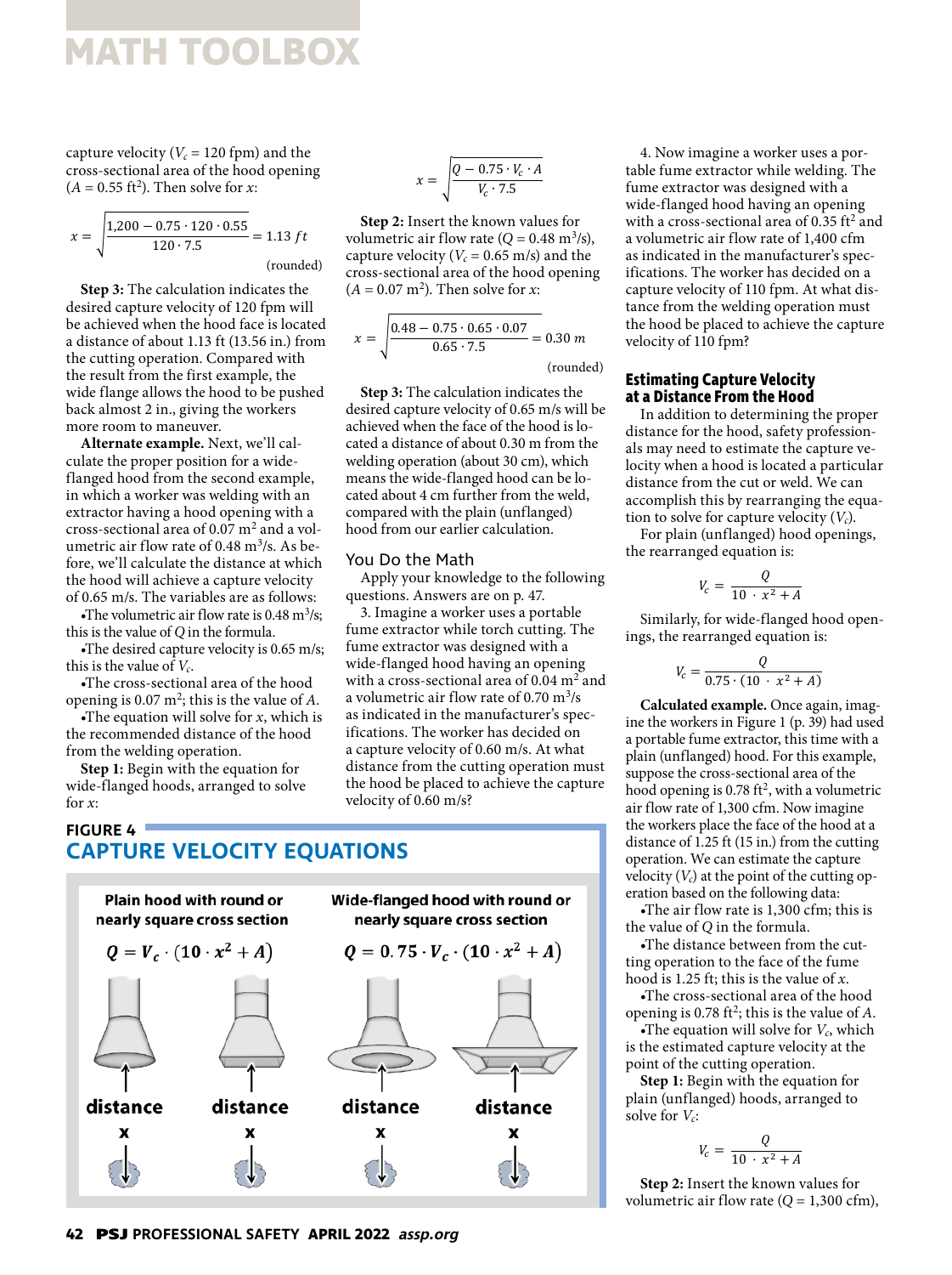capture velocity ($V_c$ = 120 fpm) and the cross-sectional area of the hood opening ($A$ = 0.55 ft$^2$). Then solve for $x$:

$$x = \sqrt{\frac{1{,}200 - 0.75 \cdot 120 \cdot 0.55}{120 \cdot 7.5}} = 1.13\ ft$$

(rounded)

**Step 3:** The calculation indicates the desired capture velocity of 120 fpm will be achieved when the hood face is located a distance of about 1.13 ft (13.56 in.) from the cutting operation. Compared with the result from the first example, the wide flange allows the hood to be pushed back almost 2 in., giving the workers more room to maneuver.

**Alternate example.** Next, we'll calculate the proper position for a wide-flanged hood from the second example, in which a worker was welding with an extractor having a hood opening with a cross-sectional area of 0.07 m$^2$ and a volumetric air flow rate of 0.48 m$^3$/s. As before, we'll calculate the distance at which the hood will achieve a capture velocity of 0.65 m/s. The variables are as follows:

- The volumetric air flow rate is 0.48 m$^3$/s; this is the value of $Q$ in the formula.
- The desired capture velocity is 0.65 m/s; this is the value of $V_c$.
- The cross-sectional area of the hood opening is 0.07 m$^2$; this is the value of $A$.
- The equation will solve for $x$, which is the recommended distance of the hood from the welding operation.

**Step 1:** Begin with the equation for wide-flanged hoods, arranged to solve for $x$:

$$x = \sqrt{\frac{Q - 0.75 \cdot V_c \cdot A}{V_c \cdot 7.5}}$$

**Step 2:** Insert the known values for volumetric air flow rate ($Q$ = 0.48 m$^3$/s), capture velocity ($V_c$ = 0.65 m/s) and the cross-sectional area of the hood opening ($A$ = 0.07 m$^2$). Then solve for $x$:

$$x = \sqrt{\frac{0.48 - 0.75 \cdot 0.65 \cdot 0.07}{0.65 \cdot 7.5}} = 0.30\ m$$

(rounded)

**Step 3:** The calculation indicates the desired capture velocity of 0.65 m/s will be achieved when the face of the hood is located a distance of about 0.30 m from the welding operation (about 30 cm), which means the wide-flanged hood can be located about 4 cm further from the weld, compared with the plain (unflanged) hood from our earlier calculation.

## You Do the Math

Apply your knowledge to the following questions. Answers are on p. 47.

3. Imagine a worker uses a portable fume extractor while torch cutting. The fume extractor was designed with a wide-flanged hood having an opening with a cross-sectional area of 0.04 m$^2$ and a volumetric air flow rate of 0.70 m$^3$/s as indicated in the manufacturer's specifications. The worker has decided on a capture velocity of 0.60 m/s. At what distance from the cutting operation must the hood be placed to achieve the capture velocity of 0.60 m/s?

4. Now imagine a worker uses a portable fume extractor while welding. The fume extractor was designed with a wide-flanged hood having an opening with a cross-sectional area of 0.35 ft$^2$ and a volumetric air flow rate of 1,400 cfm as indicated in the manufacturer's specifications. The worker has decided on a capture velocity of 110 fpm. At what distance from the welding operation must the hood be placed to achieve the capture velocity of 110 fpm?

**FIGURE 4**
**CAPTURE VELOCITY EQUATIONS**

| Plain hood with round or nearly square cross section | Wide-flanged hood with round or nearly square cross section |
|---|---|
| $Q = V_c \cdot (10 \cdot x^2 + A)$ | $Q = 0.75 \cdot V_c \cdot (10 \cdot x^2 + A)$ |
| distance x / distance x | distance x / distance x |

## Estimating Capture Velocity at a Distance From the Hood

In addition to determining the proper distance for the hood, safety professionals may need to estimate the capture velocity when a hood is located a particular distance from the cut or weld. We can accomplish this by rearranging the equation to solve for capture velocity ($V_c$).

For plain (unflanged) hood openings, the rearranged equation is:

$$V_c = \frac{Q}{10 \cdot x^2 + A}$$

Similarly, for wide-flanged hood openings, the rearranged equation is:

$$V_c = \frac{Q}{0.75 \cdot (10 \cdot x^2 + A)}$$

**Calculated example.** Once again, imagine the workers in Figure 1 (p. 39) had used a portable fume extractor, this time with a plain (unflanged) hood. For this example, suppose the cross-sectional area of the hood opening is 0.78 ft$^2$, with a volumetric air flow rate of 1,300 cfm. Now imagine the workers place the face of the hood at a distance of 1.25 ft (15 in.) from the cutting operation. We can estimate the capture velocity ($V_c$) at the point of the cutting operation based on the following data:

- The air flow rate is 1,300 cfm; this is the value of $Q$ in the formula.
- The distance between from the cutting operation to the face of the fume hood is 1.25 ft; this is the value of $x$.
- The cross-sectional area of the hood opening is 0.78 ft$^2$; this is the value of $A$.
- The equation will solve for $V_c$, which is the estimated capture velocity at the point of the cutting operation.

**Step 1:** Begin with the equation for plain (unflanged) hoods, arranged to solve for $V_c$:

$$V_c = \frac{Q}{10 \cdot x^2 + A}$$

**Step 2:** Insert the known values for volumetric air flow rate ($Q$ = 1,300 cfm),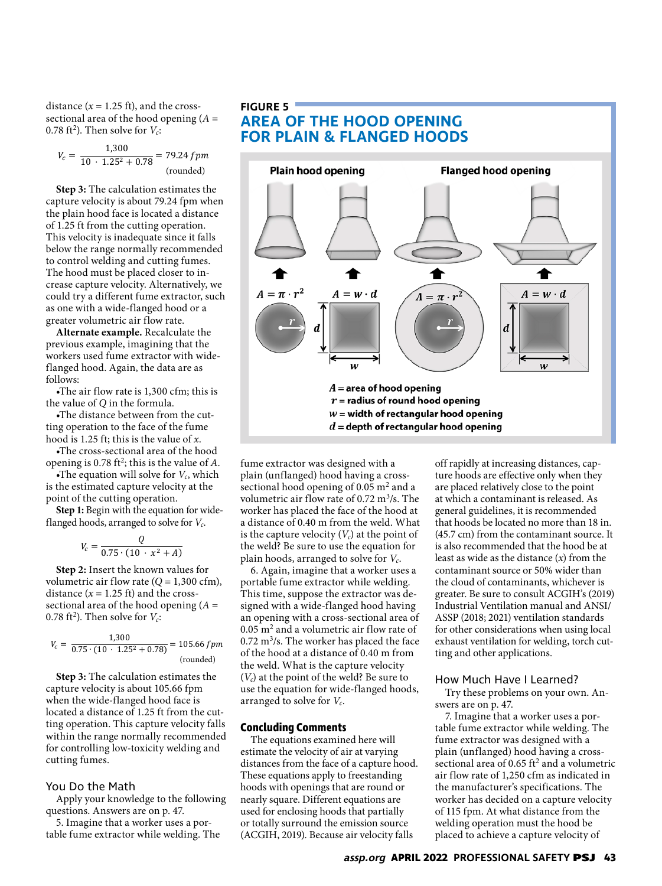distance ($x$ = 1.25 ft), and the cross-sectional area of the hood opening ($A$ = 0.78 ft$^2$). Then solve for $V_c$:

$$V_c = \frac{1{,}300}{10 \cdot 1.25^2 + 0.78} = 79.24\,fpm$$
(rounded)

**Step 3:** The calculation estimates the capture velocity is about 79.24 fpm when the plain hood face is located a distance of 1.25 ft from the cutting operation. This velocity is inadequate since it falls below the range normally recommended to control welding and cutting fumes. The hood must be placed closer to increase capture velocity. Alternatively, we could try a different fume extractor, such as one with a wide-flanged hood or a greater volumetric air flow rate.

**Alternate example.** Recalculate the previous example, imagining that the workers used fume extractor with wide-flanged hood. Again, the data are as follows:

- The air flow rate is 1,300 cfm; this is the value of $Q$ in the formula.
- The distance between from the cutting operation to the face of the fume hood is 1.25 ft; this is the value of $x$.
- The cross-sectional area of the hood opening is 0.78 ft$^2$; this is the value of $A$.
- The equation will solve for $V_c$, which is the estimated capture velocity at the point of the cutting operation.

**Step 1:** Begin with the equation for wide-flanged hoods, arranged to solve for $V_c$.

$$V_c = \frac{Q}{0.75 \cdot (10 \cdot x^2 + A)}$$

**Step 2:** Insert the known values for volumetric air flow rate ($Q$ = 1,300 cfm), distance ($x$ = 1.25 ft) and the cross-sectional area of the hood opening ($A$ = 0.78 ft$^2$). Then solve for $V_c$:

$$V_c = \frac{1{,}300}{0.75 \cdot (10 \cdot 1.25^2 + 0.78)} = 105.66\,fpm$$
(rounded)

**Step 3:** The calculation estimates the capture velocity is about 105.66 fpm when the wide-flanged hood face is located a distance of 1.25 ft from the cutting operation. This capture velocity falls within the range normally recommended for controlling low-toxicity welding and cutting fumes.

## You Do the Math

Apply your knowledge to the following questions. Answers are on p. 47.

5. Imagine that a worker uses a portable fume extractor while welding. The fume extractor was designed with a plain (unflanged) hood having a cross-sectional hood opening of 0.05 m$^2$ and a volumetric air flow rate of 0.72 m$^3$/s. The worker has placed the face of the hood at a distance of 0.40 m from the weld. What is the capture velocity ($V_c$) at the point of the weld? Be sure to use the equation for plain hoods, arranged to solve for $V_c$.

6. Again, imagine that a worker uses a portable fume extractor while welding. This time, suppose the extractor was designed with a wide-flanged hood having an opening with a cross-sectional area of 0.05 m$^2$ and a volumetric air flow rate of 0.72 m$^3$/s. The worker has placed the face of the hood at a distance of 0.40 m from the weld. What is the capture velocity ($V_c$) at the point of the weld? Be sure to use the equation for wide-flanged hoods, arranged to solve for $V_c$.

**FIGURE 5**
**AREA OF THE HOOD OPENING FOR PLAIN & FLANGED HOODS**

Plain hood opening | Flanged hood opening

$A = \pi \cdot r^2$ | $A = w \cdot d$ | $A = \pi \cdot r^2$ | $A = w \cdot d$

$A$ = area of hood opening
$r$ = radius of round hood opening
$w$ = width of rectangular hood opening
$d$ = depth of rectangular hood opening

## Concluding Comments

The equations examined here will estimate the velocity of air at varying distances from the face of a capture hood. These equations apply to freestanding hoods with openings that are round or nearly square. Different equations are used for enclosing hoods that partially or totally surround the emission source (ACGIH, 2019). Because air velocity falls off rapidly at increasing distances, capture hoods are effective only when they are placed relatively close to the point at which a contaminant is released. As general guidelines, it is recommended that hoods be located no more than 18 in. (45.7 cm) from the contaminant source. It is also recommended that the hood be at least as wide as the distance ($x$) from the contaminant source or 50% wider than the cloud of contaminants, whichever is greater. Be sure to consult ACGIH's (2019) Industrial Ventilation manual and ANSI/ASSP (2018; 2021) ventilation standards for other considerations when using local exhaust ventilation for welding, torch cutting and other applications.

## How Much Have I Learned?

Try these problems on your own. Answers are on p. 47.

7. Imagine that a worker uses a portable fume extractor while welding. The fume extractor was designed with a plain (unflanged) hood having a cross-sectional area of 0.65 ft$^2$ and a volumetric air flow rate of 1,250 cfm as indicated in the manufacturer's specifications. The worker has decided on a capture velocity of 115 fpm. At what distance from the welding operation must the hood be placed to achieve a capture velocity of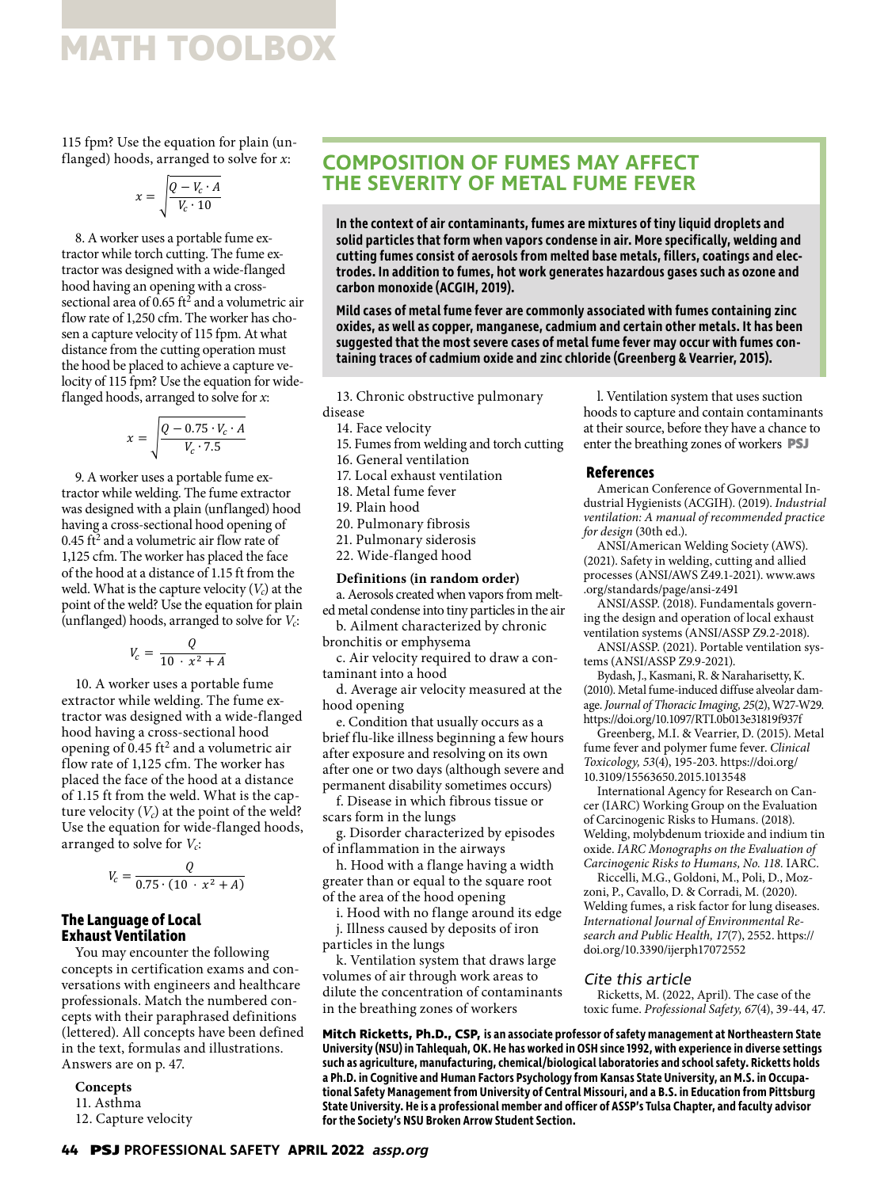115 fpm? Use the equation for plain (unflanged) hoods, arranged to solve for $x$:

$$x = \sqrt{\frac{Q - V_c \cdot A}{V_c \cdot 10}}$$

8. A worker uses a portable fume extractor while torch cutting. The fume extractor was designed with a wide-flanged hood having an opening with a cross-sectional area of 0.65 $ft^2$ and a volumetric air flow rate of 1,250 cfm. The worker has chosen a capture velocity of 115 fpm. At what distance from the cutting operation must the hood be placed to achieve a capture velocity of 115 fpm? Use the equation for wide-flanged hoods, arranged to solve for $x$:

$$x = \sqrt{\frac{Q - 0.75 \cdot V_c \cdot A}{V_c \cdot 7.5}}$$

9. A worker uses a portable fume extractor while welding. The fume extractor was designed with a plain (unflanged) hood having a cross-sectional hood opening of 0.45 $ft^2$ and a volumetric air flow rate of 1,125 cfm. The worker has placed the face of the hood at a distance of 1.15 ft from the weld. What is the capture velocity ($V_c$) at the point of the weld? Use the equation for plain (unflanged) hoods, arranged to solve for $V_c$:

$$V_c = \frac{Q}{10 \cdot x^2 + A}$$

10. A worker uses a portable fume extractor while welding. The fume extractor was designed with a wide-flanged hood having a cross-sectional hood opening of 0.45 $ft^2$ and a volumetric air flow rate of 1,125 cfm. The worker has placed the face of the hood at a distance of 1.15 ft from the weld. What is the capture velocity ($V_c$) at the point of the weld? Use the equation for wide-flanged hoods, arranged to solve for $V_c$:

$$V_c = \frac{Q}{0.75 \cdot (10 \cdot x^2 + A)}$$

### The Language of Local Exhaust Ventilation

You may encounter the following concepts in certification exams and conversations with engineers and healthcare professionals. Match the numbered concepts with their paraphrased definitions (lettered). All concepts have been defined in the text, formulas and illustrations. Answers are on p. 47.

**Concepts**

11. Asthma
12. Capture velocity
13. Chronic obstructive pulmonary disease
14. Face velocity
15. Fumes from welding and torch cutting
16. General ventilation
17. Local exhaust ventilation
18. Metal fume fever
19. Plain hood
20. Pulmonary fibrosis
21. Pulmonary siderosis
22. Wide-flanged hood

**Definitions (in random order)**

a. Aerosols created when vapors from melted metal condense into tiny particles in the air

b. Ailment characterized by chronic bronchitis or emphysema

c. Air velocity required to draw a contaminant into a hood

d. Average air velocity measured at the hood opening

e. Condition that usually occurs as a brief flu-like illness beginning a few hours after exposure and resolving on its own after one or two days (although severe and permanent disability sometimes occurs)

f. Disease in which fibrous tissue or scars form in the lungs

g. Disorder characterized by episodes of inflammation in the airways

h. Hood with a flange having a width greater than or equal to the square root of the area of the hood opening

i. Hood with no flange around its edge

j. Illness caused by deposits of iron particles in the lungs

k. Ventilation system that draws large volumes of air through work areas to dilute the concentration of contaminants in the breathing zones of workers

l. Ventilation system that uses suction hoods to capture and contain contaminants at their source, before they have a chance to enter the breathing zones of workers PSJ

## COMPOSITION OF FUMES MAY AFFECT THE SEVERITY OF METAL FUME FEVER

**In the context of air contaminants, fumes are mixtures of tiny liquid droplets and solid particles that form when vapors condense in air. More specifically, welding and cutting fumes consist of aerosols from melted base metals, fillers, coatings and electrodes. In addition to fumes, hot work generates hazardous gases such as ozone and carbon monoxide (ACGIH, 2019).**

**Mild cases of metal fume fever are commonly associated with fumes containing zinc oxides, as well as copper, manganese, cadmium and certain other metals. It has been suggested that the most severe cases of metal fume fever may occur with fumes containing traces of cadmium oxide and zinc chloride (Greenberg & Vearrier, 2015).**

### References

American Conference of Governmental Industrial Hygienists (ACGIH). (2019). *Industrial ventilation: A manual of recommended practice for design* (30th ed.).

ANSI/American Welding Society (AWS). (2021). Safety in welding, cutting and allied processes (ANSI/AWS Z49.1-2021). www.aws.org/standards/page/ansi-z491

ANSI/ASSP. (2018). Fundamentals governing the design and operation of local exhaust ventilation systems (ANSI/ASSP Z9.2-2018).

ANSI/ASSP. (2021). Portable ventilation systems (ANSI/ASSP Z9.9-2021).

Bydash, J., Kasmani, R. & Naraharisetty, K. (2010). Metal fume-induced diffuse alveolar damage. *Journal of Thoracic Imaging, 25*(2), W27-W29. https://doi.org/10.1097/RTI.0b013e31819f937f

Greenberg, M.I. & Vearrier, D. (2015). Metal fume fever and polymer fume fever. *Clinical Toxicology, 53*(4), 195-203. https://doi.org/10.3109/15563650.2015.1013548

International Agency for Research on Cancer (IARC) Working Group on the Evaluation of Carcinogenic Risks to Humans. (2018). Welding, molybdenum trioxide and indium tin oxide. *IARC Monographs on the Evaluation of Carcinogenic Risks to Humans, No. 118.* IARC.

Riccelli, M.G., Goldoni, M., Poli, D., Mozzoni, P., Cavallo, D. & Corradi, M. (2020). Welding fumes, a risk factor for lung diseases. *International Journal of Environmental Research and Public Health, 17*(7), 2552. https://doi.org/10.3390/ijerph17072552

### *Cite this article*

Ricketts, M. (2022, April). The case of the toxic fume. *Professional Safety, 67*(4), 39-44, 47.

**Mitch Ricketts, Ph.D., CSP, is an associate professor of safety management at Northeastern State University (NSU) in Tahlequah, OK. He has worked in OSH since 1992, with experience in diverse settings such as agriculture, manufacturing, chemical/biological laboratories and school safety. Ricketts holds a Ph.D. in Cognitive and Human Factors Psychology from Kansas State University, an M.S. in Occupational Safety Management from University of Central Missouri, and a B.S. in Education from Pittsburg State University. He is a professional member and officer of ASSP's Tulsa Chapter, and faculty advisor for the Society's NSU Broken Arrow Student Section.**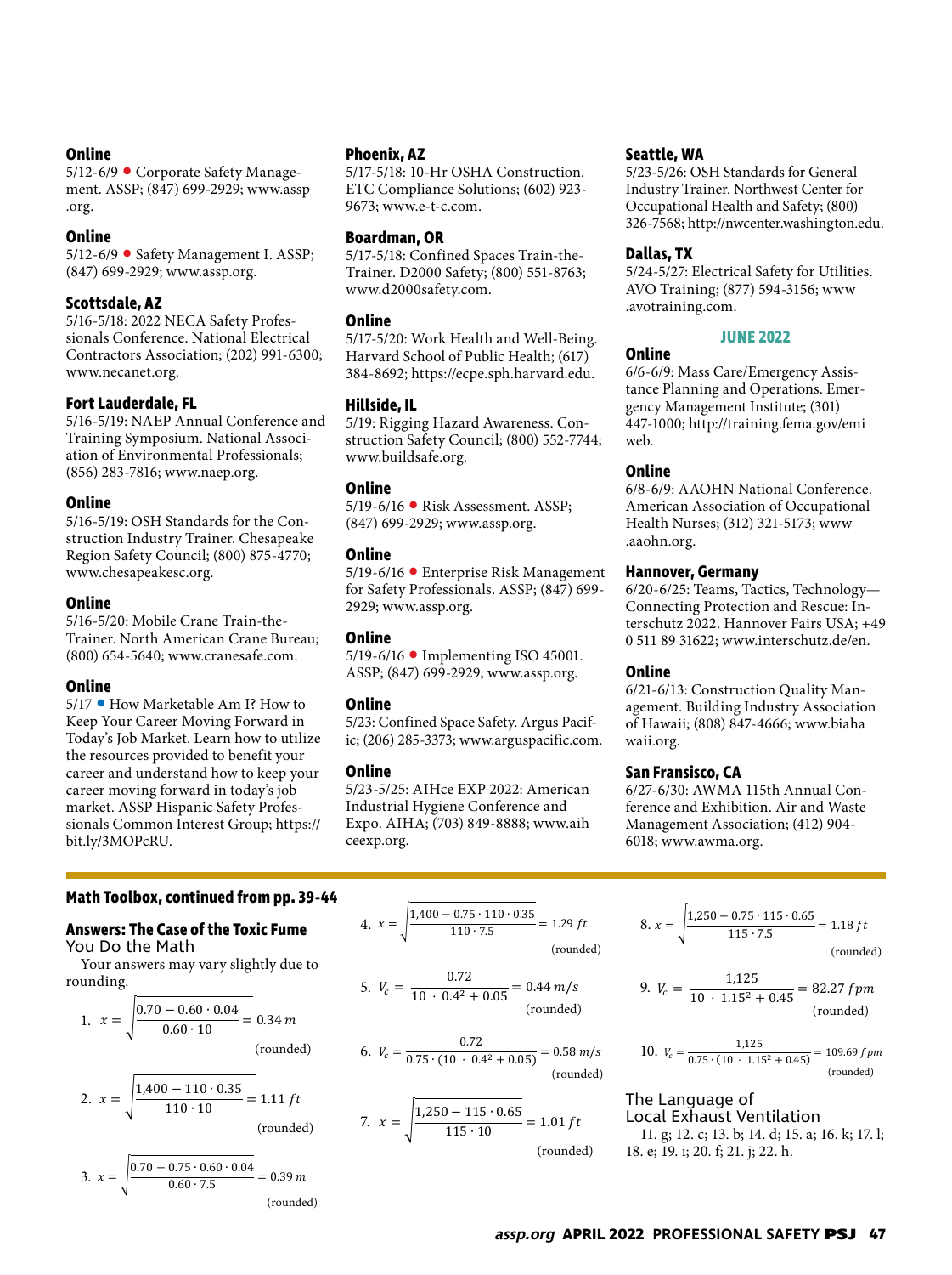### Online

5/12-6/9 ● Corporate Safety Management. ASSP; (847) 699-2929; www.assp.org.

### Online

5/12-6/9 ● Safety Management I. ASSP; (847) 699-2929; www.assp.org.

### Scottsdale, AZ

5/16-5/18: 2022 NECA Safety Professionals Conference. National Electrical Contractors Association; (202) 991-6300; www.necanet.org.

### Fort Lauderdale, FL

5/16-5/19: NAEP Annual Conference and Training Symposium. National Association of Environmental Professionals; (856) 283-7816; www.naep.org.

### Online

5/16-5/19: OSH Standards for the Construction Industry Trainer. Chesapeake Region Safety Council; (800) 875-4770; www.chesapeakesc.org.

### Online

5/16-5/20: Mobile Crane Train-the-Trainer. North American Crane Bureau; (800) 654-5640; www.cranesafe.com.

### Online

5/17 ● How Marketable Am I? How to Keep Your Career Moving Forward in Today's Job Market. Learn how to utilize the resources provided to benefit your career and understand how to keep your career moving forward in today's job market. ASSP Hispanic Safety Professionals Common Interest Group; https://bit.ly/3MOPcRU.

### Phoenix, AZ

5/17-5/18: 10-Hr OSHA Construction. ETC Compliance Solutions; (602) 923-9673; www.e-t-c.com.

### Boardman, OR

5/17-5/18: Confined Spaces Train-the-Trainer. D2000 Safety; (800) 551-8763; www.d2000safety.com.

### Online

5/17-5/20: Work Health and Well-Being. Harvard School of Public Health; (617) 384-8692; https://ecpe.sph.harvard.edu.

### Hillside, IL

5/19: Rigging Hazard Awareness. Construction Safety Council; (800) 552-7744; www.buildsafe.org.

### Online

5/19-6/16 ● Risk Assessment. ASSP; (847) 699-2929; www.assp.org.

### Online

5/19-6/16 ● Enterprise Risk Management for Safety Professionals. ASSP; (847) 699-2929; www.assp.org.

### Online

5/19-6/16 ● Implementing ISO 45001. ASSP; (847) 699-2929; www.assp.org.

### Online

5/23: Confined Space Safety. Argus Pacific; (206) 285-3373; www.arguspacific.com.

### Online

5/23-5/25: AIHce EXP 2022: American Industrial Hygiene Conference and Expo. AIHA; (703) 849-8888; www.aihceexp.org.

### Seattle, WA

5/23-5/26: OSH Standards for General Industry Trainer. Northwest Center for Occupational Health and Safety; (800) 326-7568; http://nwcenter.washington.edu.

### Dallas, TX

5/24-5/27: Electrical Safety for Utilities. AVO Training; (877) 594-3156; www.avotraining.com.

## JUNE 2022

### Online

6/6-6/9: Mass Care/Emergency Assistance Planning and Operations. Emergency Management Institute; (301) 447-1000; http://training.fema.gov/emiweb.

### Online

6/8-6/9: AAOHN National Conference. American Association of Occupational Health Nurses; (312) 321-5173; www.aaohn.org.

### Hannover, Germany

6/20-6/25: Teams, Tactics, Technology—Connecting Protection and Rescue: Interschutz 2022. Hannover Fairs USA; +49 0 511 89 31622; www.interschutz.de/en.

### Online

6/21-6/13: Construction Quality Management. Building Industry Association of Hawaii; (808) 847-4666; www.biahawaii.org.

### San Fransisco, CA

6/27-6/30: AWMA 115th Annual Conference and Exhibition. Air and Waste Management Association; (412) 904-6018; www.awma.org.

---

## Math Toolbox, continued from pp. 39-44

### Answers: The Case of the Toxic Fume

You Do the Math

Your answers may vary slightly due to rounding.

1. $x = \sqrt{\dfrac{0.70 - 0.60 \cdot 0.04}{0.60 \cdot 10}} = 0.34\ m$ (rounded)

2. $x = \sqrt{\dfrac{1{,}400 - 110 \cdot 0.35}{110 \cdot 10}} = 1.11\ ft$ (rounded)

3. $x = \sqrt{\dfrac{0.70 - 0.75 \cdot 0.60 \cdot 0.04}{0.60 \cdot 7.5}} = 0.39\ m$ (rounded)

4. $x = \sqrt{\dfrac{1{,}400 - 0.75 \cdot 110 \cdot 0.35}{110 \cdot 7.5}} = 1.29\ ft$ (rounded)

5. $V_c = \dfrac{0.72}{10 \cdot 0.4^2 + 0.05} = 0.44\ m/s$ (rounded)

6. $V_c = \dfrac{0.72}{0.75 \cdot (10 \cdot 0.4^2 + 0.05)} = 0.58\ m/s$ (rounded)

7. $x = \sqrt{\dfrac{1{,}250 - 115 \cdot 0.65}{115 \cdot 10}} = 1.01\ ft$ (rounded)

8. $x = \sqrt{\dfrac{1{,}250 - 0.75 \cdot 115 \cdot 0.65}{115 \cdot 7.5}} = 1.18\ ft$ (rounded)

9. $V_c = \dfrac{1{,}125}{10 \cdot 1.15^2 + 0.45} = 82.27\ fpm$ (rounded)

10. $V_c = \dfrac{1{,}125}{0.75 \cdot (10 \cdot 1.15^2 + 0.45)} = 109.69\ fpm$ (rounded)

The Language of Local Exhaust Ventilation

11. g; 12. c; 13. b; 14. d; 15. a; 16. k; 17. l; 18. e; 19. i; 20. f; 21. j; 22. h.